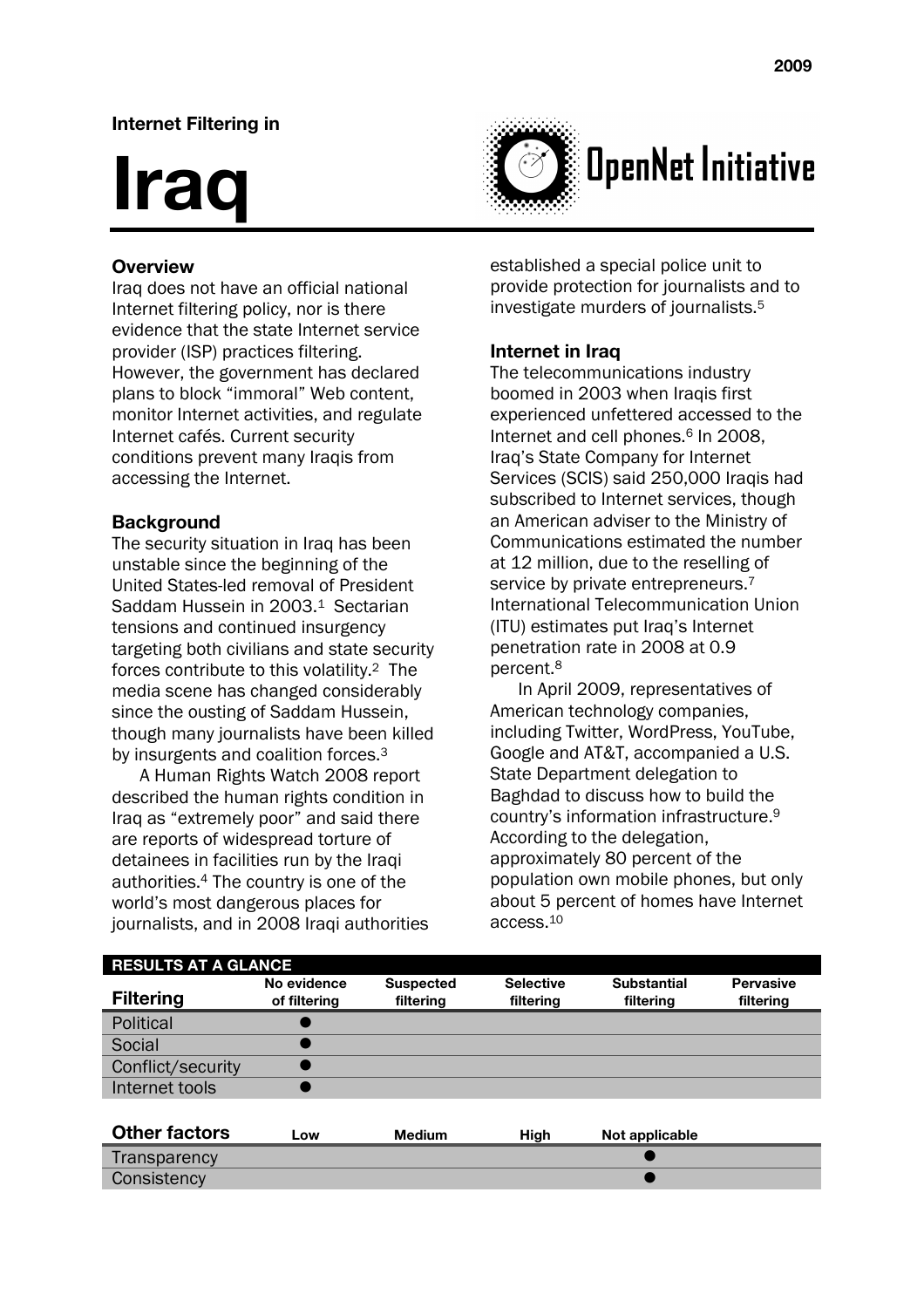2009

**Internet Filtering in**

# Iraq

OpenNet Initiative

## Overview

Iraq does not have an official national Internet filtering policy, nor is there evidence that the state Internet service provider (ISP) practices filtering. However, the government has declared plans to block "immoral" Web content, monitor Internet activities, and regulate Internet cafés. Current security conditions prevent many Iraqis from accessing the Internet.

## Background

The security situation in Iraq has been unstable since the beginning of the United States-led removal of President Saddam Hussein in 2003.[1] Sectarian tensions and continued insurgency targeting both civilians and state security forces contribute to this volatility.[2] The media scene has changed considerably since the ousting of Saddam Hussein, though many journalists have been killed by insurgents and coalition forces.[3]

A Human Rights Watch 2008 report described the human rights condition in Iraq as "extremely poor" and said there are reports of widespread torture of detainees in facilities run by the Iraqi authorities.[4] The country is one of the world's most dangerous places for journalists, and in 2008 Iraqi authorities established a special police unit to provide protection for journalists and to investigate murders of journalists.[5]

## Internet in Iraq

The telecommunications industry boomed in 2003 when Iraqis first experienced unfettered accessed to the Internet and cell phones.[6] In 2008, Iraq's State Company for Internet Services (SCIS) said 250,000 Iraqis had subscribed to Internet services, though an American adviser to the Ministry of Communications estimated the number at 12 million, due to the reselling of service by private entrepreneurs.[7] International Telecommunication Union (ITU) estimates put Iraq's Internet penetration rate in 2008 at 0.9 percent.[8]

In April 2009, representatives of American technology companies, including Twitter, WordPress, YouTube, Google and AT&T, accompanied a U.S. State Department delegation to Baghdad to discuss how to build the country's information infrastructure.[9] According to the delegation, approximately 80 percent of the population own mobile phones, but only about 5 percent of homes have Internet access.[10]

**RESULTS AT A GLANCE**

| Filtering | No evidence of filtering | Suspected filtering | Selective filtering | Substantial filtering | Pervasive filtering |
|---|---|---|---|---|---|
| Political | ● | | | | |
| Social | ● | | | | |
| Conflict/security | ● | | | | |
| Internet tools | ● | | | | |

| Other factors | Low | Medium | High | Not applicable |
|---|---|---|---|---|
| Transparency | | | | ● |
| Consistency | | | | ● |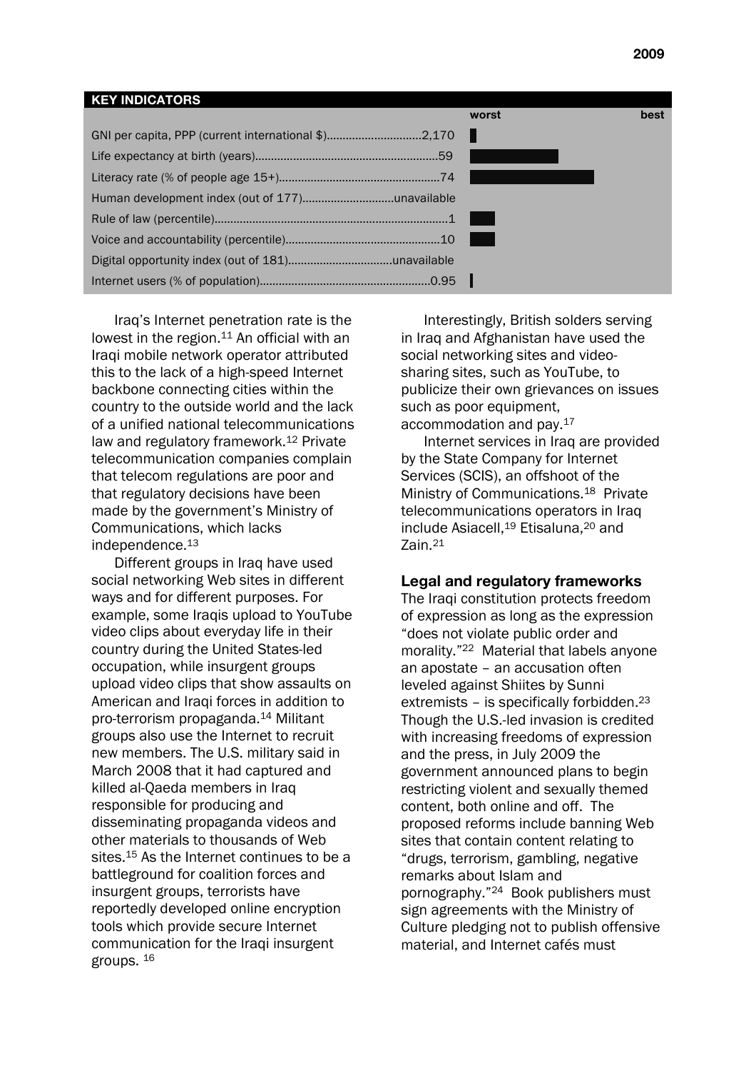## KEY INDICATORS

| Indicator | Value |
|---|---|
| GNI per capita, PPP (current international $) | 2,170 |
| Life expectancy at birth (years) | 59 |
| Literacy rate (% of people age 15+) | 74 |
| Human development index (out of 177) | unavailable |
| Rule of law (percentile) | 1 |
| Voice and accountability (percentile) | 10 |
| Digital opportunity index (out of 181) | unavailable |
| Internet users (% of population) | 0.95 |

Iraq's Internet penetration rate is the lowest in the region.[11] An official with an Iraqi mobile network operator attributed this to the lack of a high-speed Internet backbone connecting cities within the country to the outside world and the lack of a unified national telecommunications law and regulatory framework.[12] Private telecommunication companies complain that telecom regulations are poor and that regulatory decisions have been made by the government's Ministry of Communications, which lacks independence.[13]

Different groups in Iraq have used social networking Web sites in different ways and for different purposes. For example, some Iraqis upload to YouTube video clips about everyday life in their country during the United States-led occupation, while insurgent groups upload video clips that show assaults on American and Iraqi forces in addition to pro-terrorism propaganda.[14] Militant groups also use the Internet to recruit new members. The U.S. military said in March 2008 that it had captured and killed al-Qaeda members in Iraq responsible for producing and disseminating propaganda videos and other materials to thousands of Web sites.[15] As the Internet continues to be a battleground for coalition forces and insurgent groups, terrorists have reportedly developed online encryption tools which provide secure Internet communication for the Iraqi insurgent groups.[16]

Interestingly, British solders serving in Iraq and Afghanistan have used the social networking sites and video-sharing sites, such as YouTube, to publicize their own grievances on issues such as poor equipment, accommodation and pay.[17]

Internet services in Iraq are provided by the State Company for Internet Services (SCIS), an offshoot of the Ministry of Communications.[18] Private telecommunications operators in Iraq include Asiacell,[19] Etisaluna,[20] and Zain.[21]

### Legal and regulatory frameworks

The Iraqi constitution protects freedom of expression as long as the expression "does not violate public order and morality."[22] Material that labels anyone an apostate – an accusation often leveled against Shiites by Sunni extremists – is specifically forbidden.[23] Though the U.S.-led invasion is credited with increasing freedoms of expression and the press, in July 2009 the government announced plans to begin restricting violent and sexually themed content, both online and off. The proposed reforms include banning Web sites that contain content relating to "drugs, terrorism, gambling, negative remarks about Islam and pornography."[24] Book publishers must sign agreements with the Ministry of Culture pledging not to publish offensive material, and Internet cafés must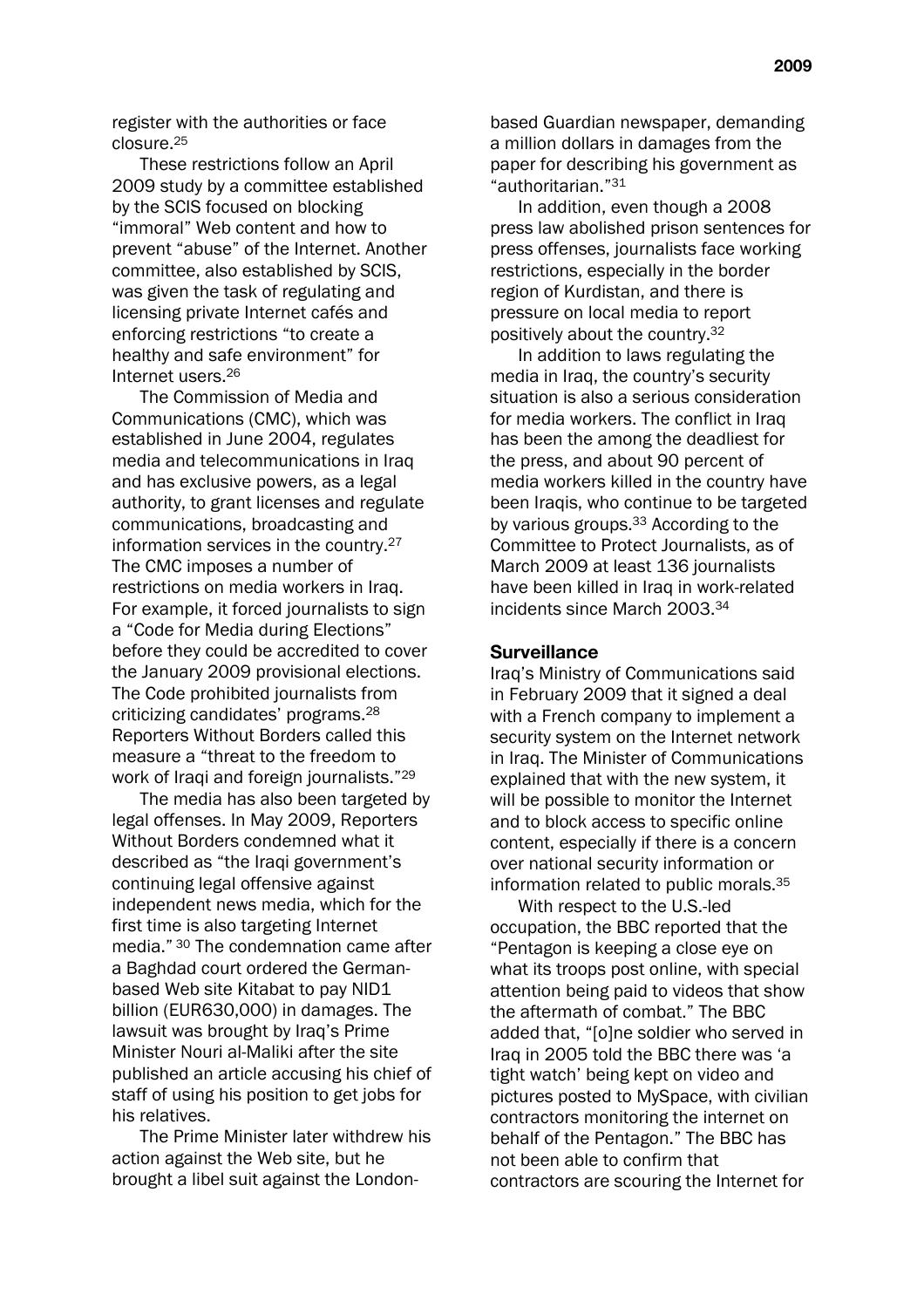register with the authorities or face closure.[25]

These restrictions follow an April 2009 study by a committee established by the SCIS focused on blocking "immoral" Web content and how to prevent "abuse" of the Internet. Another committee, also established by SCIS, was given the task of regulating and licensing private Internet cafés and enforcing restrictions "to create a healthy and safe environment" for Internet users.[26]

The Commission of Media and Communications (CMC), which was established in June 2004, regulates media and telecommunications in Iraq and has exclusive powers, as a legal authority, to grant licenses and regulate communications, broadcasting and information services in the country.[27] The CMC imposes a number of restrictions on media workers in Iraq. For example, it forced journalists to sign a "Code for Media during Elections" before they could be accredited to cover the January 2009 provisional elections. The Code prohibited journalists from criticizing candidates' programs.[28] Reporters Without Borders called this measure a "threat to the freedom to work of Iraqi and foreign journalists."[29]

The media has also been targeted by legal offenses. In May 2009, Reporters Without Borders condemned what it described as "the Iraqi government's continuing legal offensive against independent news media, which for the first time is also targeting Internet media." [30] The condemnation came after a Baghdad court ordered the German-based Web site Kitabat to pay NID1 billion (EUR630,000) in damages. The lawsuit was brought by Iraq's Prime Minister Nouri al-Maliki after the site published an article accusing his chief of staff of using his position to get jobs for his relatives.

The Prime Minister later withdrew his action against the Web site, but he brought a libel suit against the London-based Guardian newspaper, demanding a million dollars in damages from the paper for describing his government as "authoritarian."[31]

In addition, even though a 2008 press law abolished prison sentences for press offenses, journalists face working restrictions, especially in the border region of Kurdistan, and there is pressure on local media to report positively about the country.[32]

In addition to laws regulating the media in Iraq, the country's security situation is also a serious consideration for media workers. The conflict in Iraq has been the among the deadliest for the press, and about 90 percent of media workers killed in the country have been Iraqis, who continue to be targeted by various groups.[33] According to the Committee to Protect Journalists, as of March 2009 at least 136 journalists have been killed in Iraq in work-related incidents since March 2003.[34]

## Surveillance

Iraq's Ministry of Communications said in February 2009 that it signed a deal with a French company to implement a security system on the Internet network in Iraq. The Minister of Communications explained that with the new system, it will be possible to monitor the Internet and to block access to specific online content, especially if there is a concern over national security information or information related to public morals.[35]

With respect to the U.S.-led occupation, the BBC reported that the "Pentagon is keeping a close eye on what its troops post online, with special attention being paid to videos that show the aftermath of combat." The BBC added that, "[o]ne soldier who served in Iraq in 2005 told the BBC there was 'a tight watch' being kept on video and pictures posted to MySpace, with civilian contractors monitoring the internet on behalf of the Pentagon." The BBC has not been able to confirm that contractors are scouring the Internet for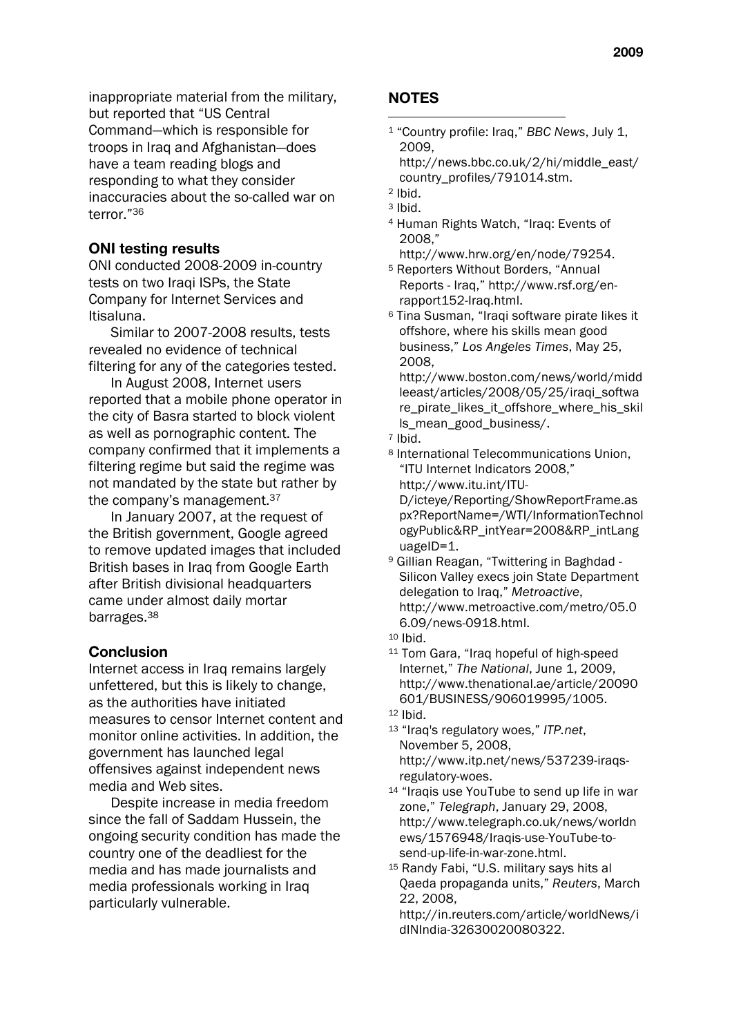inappropriate material from the military, but reported that "US Central Command—which is responsible for troops in Iraq and Afghanistan—does have a team reading blogs and responding to what they consider inaccuracies about the so-called war on terror."[36]

### ONI testing results

ONI conducted 2008-2009 in-country tests on two Iraqi ISPs, the State Company for Internet Services and Itisaluna.

Similar to 2007-2008 results, tests revealed no evidence of technical filtering for any of the categories tested.

In August 2008, Internet users reported that a mobile phone operator in the city of Basra started to block violent as well as pornographic content. The company confirmed that it implements a filtering regime but said the regime was not mandated by the state but rather by the company's management.[37]

In January 2007, at the request of the British government, Google agreed to remove updated images that included British bases in Iraq from Google Earth after British divisional headquarters came under almost daily mortar barrages.[38]

### Conclusion

Internet access in Iraq remains largely unfettered, but this is likely to change, as the authorities have initiated measures to censor Internet content and monitor online activities. In addition, the government has launched legal offensives against independent news media and Web sites.

Despite increase in media freedom since the fall of Saddam Hussein, the ongoing security condition has made the country one of the deadliest for the media and has made journalists and media professionals working in Iraq particularly vulnerable.

## NOTES

[1] "Country profile: Iraq," *BBC News*, July 1, 2009, http://news.bbc.co.uk/2/hi/middle_east/country_profiles/791014.stm.

[2] Ibid.

[3] Ibid.

[4] Human Rights Watch, "Iraq: Events of 2008," http://www.hrw.org/en/node/79254.

[5] Reporters Without Borders, "Annual Reports - Iraq," http://www.rsf.org/en-rapport152-Iraq.html.

[6] Tina Susman, "Iraqi software pirate likes it offshore, where his skills mean good business," *Los Angeles Times*, May 25, 2008, http://www.boston.com/news/world/middleeast/articles/2008/05/25/iraqi_software_pirate_likes_it_offshore_where_his_skills_mean_good_business/.

[7] Ibid.

[8] International Telecommunications Union, "ITU Internet Indicators 2008," http://www.itu.int/ITU-D/icteye/Reporting/ShowReportFrame.aspx?ReportName=/WTI/InformationTechnologyPublic&RP_intYear=2008&RP_intLanguageID=1.

[9] Gillian Reagan, "Twittering in Baghdad - Silicon Valley execs join State Department delegation to Iraq," *Metroactive*, http://www.metroactive.com/metro/05.06.09/news-0918.html.

[10] Ibid.

[11] Tom Gara, "Iraq hopeful of high-speed Internet," *The National*, June 1, 2009, http://www.thenational.ae/article/20090601/BUSINESS/906019995/1005.

[12] Ibid.

[13] "Iraq's regulatory woes," *ITP.net*, November 5, 2008, http://www.itp.net/news/537239-iraqs-regulatory-woes.

[14] "Iraqis use YouTube to send up life in war zone," *Telegraph*, January 29, 2008, http://www.telegraph.co.uk/news/worldnews/1576948/Iraqis-use-YouTube-to-send-up-life-in-war-zone.html.

[15] Randy Fabi, "U.S. military says hits al Qaeda propaganda units," *Reuters*, March 22, 2008, http://in.reuters.com/article/worldNews/idINIndia-32630020080322.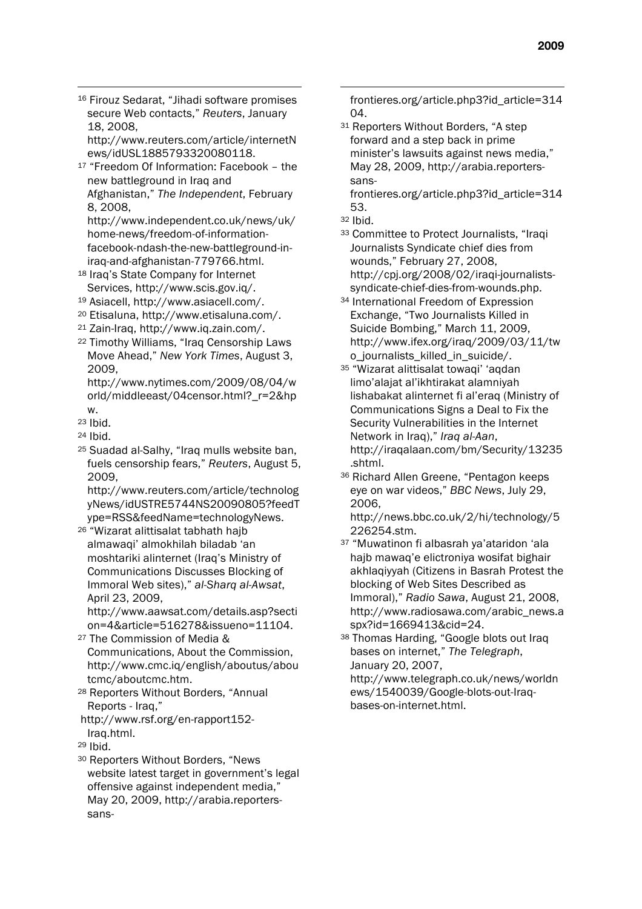[16] Firouz Sedarat, "Jihadi software promises secure Web contacts," *Reuters*, January 18, 2008, http://www.reuters.com/article/internetNews/idUSL1885793320080118.

[17] "Freedom Of Information: Facebook – the new battleground in Iraq and Afghanistan," *The Independent*, February 8, 2008, http://www.independent.co.uk/news/uk/home-news/freedom-of-information-facebook-ndash-the-new-battleground-in-iraq-and-afghanistan-779766.html.

[18] Iraq's State Company for Internet Services, http://www.scis.gov.iq/.

[19] Asiacell, http://www.asiacell.com/.

[20] Etisaluna, http://www.etisaluna.com/.

[21] Zain-Iraq, http://www.iq.zain.com/.

[22] Timothy Williams, "Iraq Censorship Laws Move Ahead," *New York Times*, August 3, 2009, http://www.nytimes.com/2009/08/04/world/middleeast/04censor.html?_r=2&hpw.

[23] Ibid.

[24] Ibid.

[25] Suadad al-Salhy, "Iraq mulls website ban, fuels censorship fears," *Reuters*, August 5, 2009, http://www.reuters.com/article/technologyNews/idUSTRE5744NS20090805?feedType=RSS&feedName=technologyNews.

[26] "Wizarat alittisalat tabhath hajb almawaqi' almokhilah biladab 'an moshtariki alinternet (Iraq's Ministry of Communications Discusses Blocking of Immoral Web sites)," *al-Sharq al-Awsat*, April 23, 2009, http://www.aawsat.com/details.asp?section=4&article=516278&issueno=11104.

[27] The Commission of Media & Communications, About the Commission, http://www.cmc.iq/english/aboutus/aboutcmc/aboutcmc.htm.

[28] Reporters Without Borders, "Annual Reports - Iraq," http://www.rsf.org/en-rapport152-Iraq.html.

[29] Ibid.

[30] Reporters Without Borders, "News website latest target in government's legal offensive against independent media," May 20, 2009, http://arabia.reporters-sans-frontieres.org/article.php3?id_article=31404.

[31] Reporters Without Borders, "A step forward and a step back in prime minister's lawsuits against news media," May 28, 2009, http://arabia.reporters-sans-frontieres.org/article.php3?id_article=31453.

[32] Ibid.

[33] Committee to Protect Journalists, "Iraqi Journalists Syndicate chief dies from wounds," February 27, 2008, http://cpj.org/2008/02/iraqi-journalists-syndicate-chief-dies-from-wounds.php.

[34] International Freedom of Expression Exchange, "Two Journalists Killed in Suicide Bombing," March 11, 2009, http://www.ifex.org/iraq/2009/03/11/two_journalists_killed_in_suicide/.

[35] "Wizarat alittisalat towaqi' 'aqdan limo'alajat al'ikhtirakat alamniyah lishabakat alinternet fi al'eraq (Ministry of Communications Signs a Deal to Fix the Security Vulnerabilities in the Internet Network in Iraq)," *Iraq al-Aan*, http://iraqalaan.com/bm/Security/13235.shtml.

[36] Richard Allen Greene, "Pentagon keeps eye on war videos," *BBC News*, July 29, 2006, http://news.bbc.co.uk/2/hi/technology/5226254.stm.

[37] "Muwatinon fi albasrah ya'ataridon 'ala hajb mawaq'e elictroniya wosifat bighair akhlaqiyyah (Citizens in Basrah Protest the blocking of Web Sites Described as Immoral)," *Radio Sawa*, August 21, 2008, http://www.radiosawa.com/arabic_news.aspx?id=1669413&cid=24.

[38] Thomas Harding, "Google blots out Iraq bases on internet," *The Telegraph*, January 20, 2007, http://www.telegraph.co.uk/news/worldnews/1540039/Google-blots-out-Iraq-bases-on-internet.html.